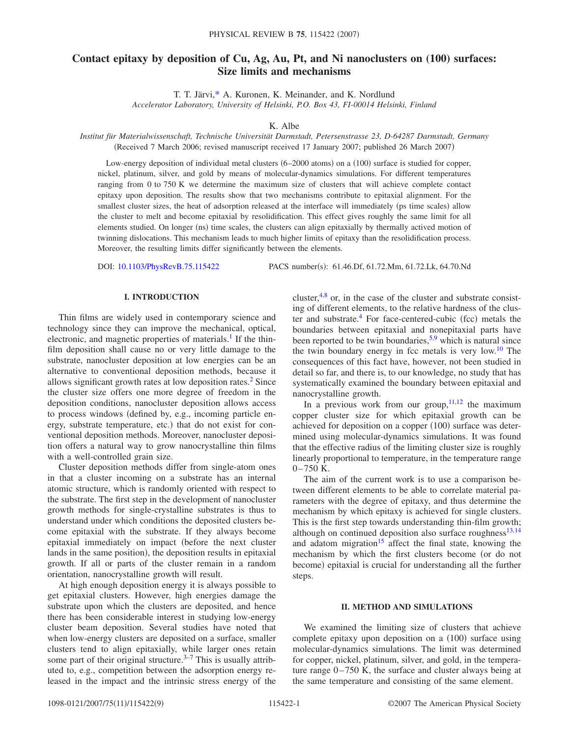# Contact epitaxy by deposition of Cu, Ag, Au, Pt, and Ni nanoclusters on (100) surfaces: Size limits and mechanisms

T. T. Järvi,* A. Kuronen, K. Meinander, and K. Nordlund

*Accelerator Laboratory, University of Helsinki, P.O. Box 43, FI-00014 Helsinki, Finland*

K. Albe

*Institut für Materialwissenschaft, Technische Universität Darmstadt, Petersenstrasse 23, D-64287 Darmstadt, Germany*

(Received 7 March 2006; revised manuscript received 17 January 2007; published 26 March 2007)

Low-energy deposition of individual metal clusters (6–2000 atoms) on a (100) surface is studied for copper, nickel, platinum, silver, and gold by means of molecular-dynamics simulations. For different temperatures ranging from 0 to 750 K we determine the maximum size of clusters that will achieve complete contact epitaxy upon deposition. The results show that two mechanisms contribute to epitaxial alignment. For the smallest cluster sizes, the heat of adsorption released at the interface will immediately (ps time scales) allow the cluster to melt and become epitaxial by resolidification. This effect gives roughly the same limit for all elements studied. On longer (ns) time scales, the clusters can align epitaxially by thermally actived motion of twinning dislocations. This mechanism leads to much higher limits of epitaxy than the resolidification process. Moreover, the resulting limits differ significantly between the elements.

DOI: 10.1103/PhysRevB.75.115422 PACS number(s): 61.46.Df, 61.72.Mm, 61.72.Lk, 64.70.Nd

## I. INTRODUCTION

Thin films are widely used in contemporary science and technology since they can improve the mechanical, optical, electronic, and magnetic properties of materials.[1] If the thin-film deposition shall cause no or very little damage to the substrate, nanocluster deposition at low energies can be an alternative to conventional deposition methods, because it allows significant growth rates at low deposition rates.[2] Since the cluster size offers one more degree of freedom in the deposition conditions, nanocluster deposition allows access to process windows (defined by, e.g., incoming particle energy, substrate temperature, etc.) that do not exist for conventional deposition methods. Moreover, nanocluster deposition offers a natural way to grow nanocrystalline thin films with a well-controlled grain size.

Cluster deposition methods differ from single-atom ones in that a cluster incoming on a substrate has an internal atomic structure, which is randomly oriented with respect to the substrate. The first step in the development of nanocluster growth methods for single-crystalline substrates is thus to understand under which conditions the deposited clusters become epitaxial with the substrate. If they always become epitaxial immediately on impact (before the next cluster lands in the same position), the deposition results in epitaxial growth. If all or parts of the cluster remain in a random orientation, nanocrystalline growth will result.

At high enough deposition energy it is always possible to get epitaxial clusters. However, high energies damage the substrate upon which the clusters are deposited, and hence there has been considerable interest in studying low-energy cluster beam deposition. Several studies have noted that when low-energy clusters are deposited on a surface, smaller clusters tend to align epitaxially, while larger ones retain some part of their original structure.[3–7] This is usually attributed to, e.g., competition between the adsorption energy released in the impact and the intrinsic stress energy of the cluster,[4,8] or, in the case of the cluster and substrate consisting of different elements, to the relative hardness of the cluster and substrate.[4] For face-centered-cubic (fcc) metals the boundaries between epitaxial and nonepitaxial parts have been reported to be twin boundaries,[5,9] which is natural since the twin boundary energy in fcc metals is very low.[10] The consequences of this fact have, however, not been studied in detail so far, and there is, to our knowledge, no study that has systematically examined the boundary between epitaxial and nanocrystalline growth.

In a previous work from our group,[11,12] the maximum copper cluster size for which epitaxial growth can be achieved for deposition on a copper (100) surface was determined using molecular-dynamics simulations. It was found that the effective radius of the limiting cluster size is roughly linearly proportional to temperature, in the temperature range 0–750 K.

The aim of the current work is to use a comparison between different elements to be able to correlate material parameters with the degree of epitaxy, and thus determine the mechanism by which epitaxy is achieved for single clusters. This is the first step towards understanding thin-film growth; although on continued deposition also surface roughness[13,14] and adatom migration[15] affect the final state, knowing the mechanism by which the first clusters become (or do not become) epitaxial is crucial for understanding all the further steps.

## II. METHOD AND SIMULATIONS

We examined the limiting size of clusters that achieve complete epitaxy upon deposition on a (100) surface using molecular-dynamics simulations. The limit was determined for copper, nickel, platinum, silver, and gold, in the temperature range 0–750 K, the surface and cluster always being at the same temperature and consisting of the same element.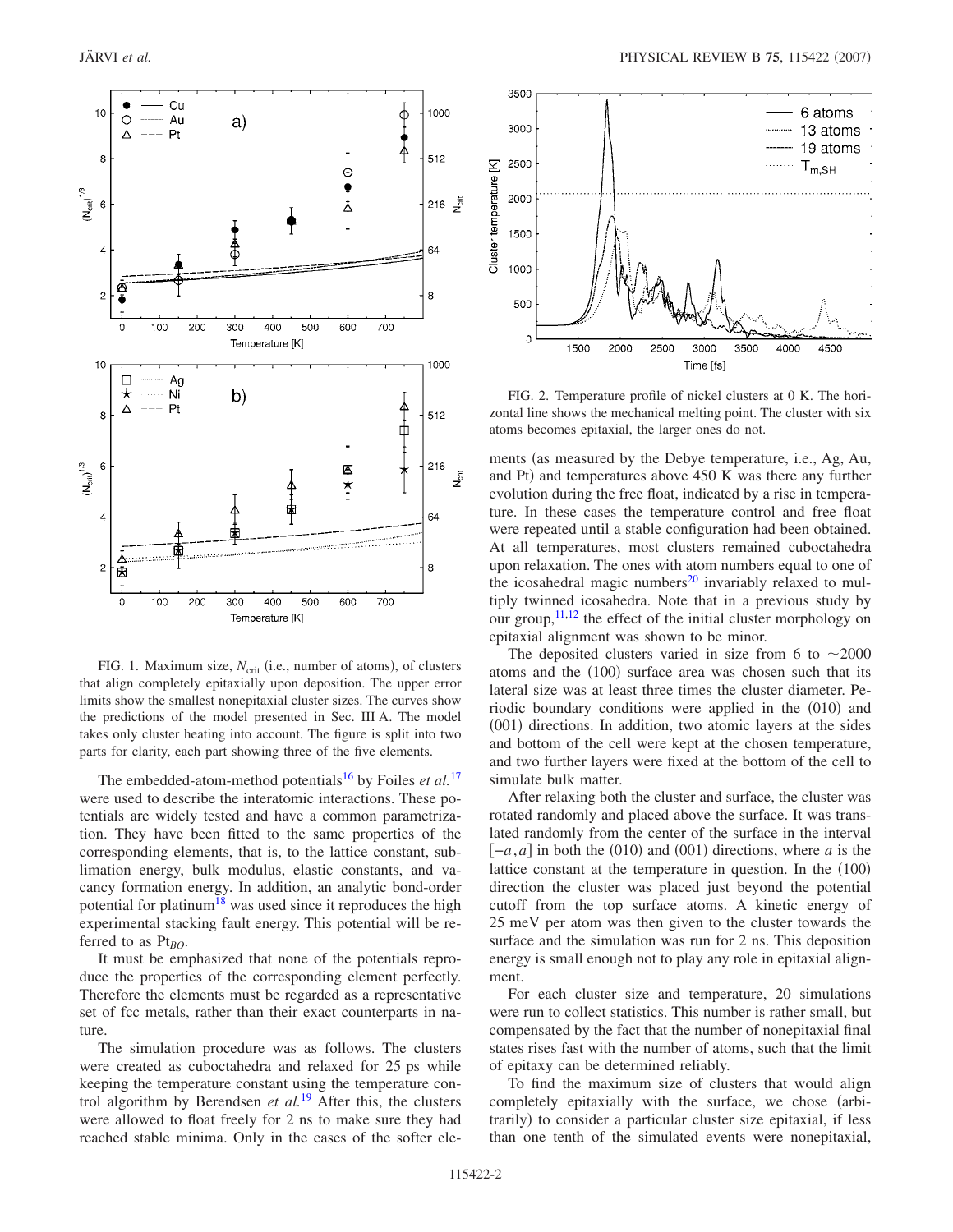FIG. 1. Maximum size, $N_{crit}$ (i.e., number of atoms), of clusters that align completely epitaxially upon deposition. The upper error limits show the smallest nonepitaxial cluster sizes. The curves show the predictions of the model presented in Sec. III A. The model takes only cluster heating into account. The figure is split into two parts for clarity, each part showing three of the five elements.

The embedded-atom-method potentials[16] by Foiles *et al.*[17] were used to describe the interatomic interactions. These potentials are widely tested and have a common parametrization. They have been fitted to the same properties of the corresponding element, that is, to the lattice constant, sublimation energy, bulk modulus, elastic constants, and vacancy formation energy. In addition, an analytic bond-order potential for platinum[18] was used since it reproduces the high experimental stacking fault energy. This potential will be referred to as $Pt_{BO}$.

It must be emphasized that none of the potentials reproduce the properties of the corresponding element perfectly. Therefore the elements must be regarded as a representative set of fcc metals, rather than their exact counterparts in nature.

The simulation procedure was as follows. The clusters were created as cuboctahedra and relaxed for 25 ps while keeping the temperature constant using the temperature control algorithm by Berendsen *et al.*[19] After this, the clusters were allowed to float freely for 2 ns to make sure they had reached stable minima. Only in the cases of the softer elements (as measured by the Debye temperature, i.e., Ag, Au, and Pt) and temperatures above 450 K was there any further evolution during the free float, indicated by a rise in temperature. In these cases the temperature control and free float were repeated until a stable configuration had been obtained. At all temperatures, most clusters remained cuboctahedra upon relaxation. The ones with atom numbers equal to one of the icosahedral magic numbers[20] invariably relaxed to multiply twinned icosahedra. Note that in a previous study by our group,[11,12] the effect of the initial cluster morphology on epitaxial alignment was shown to be minor.

FIG. 2. Temperature profile of nickel clusters at 0 K. The horizontal line shows the mechanical melting point. The cluster with six atoms becomes epitaxial, the larger ones do not.

The deposited clusters varied in size from 6 to ~2000 atoms and the (100) surface area was chosen such that its lateral size was at least three times the cluster diameter. Periodic boundary conditions were applied in the (010) and (001) directions. In addition, two atomic layers at the sides and bottom of the cell were kept at the chosen temperature, and two further layers were fixed at the bottom of the cell to simulate bulk matter.

After relaxing both the cluster and surface, the cluster was rotated randomly and placed above the surface. It was translated randomly from the center of the surface in the interval $[-a,a]$ in both the (010) and (001) directions, where $a$ is the lattice constant at the temperature in question. In the (100) direction the cluster was placed just beyond the potential cutoff from the top surface atoms. A kinetic energy of 25 meV per atom was then given to the cluster towards the surface and the simulation was run for 2 ns. This deposition energy is small enough not to play any role in epitaxial alignment.

For each cluster size and temperature, 20 simulations were run to collect statistics. This number is rather small, but compensated by the fact that the number of nonepitaxial final states rises fast with the number of atoms, such that the limit of epitaxy can be determined reliably.

To find the maximum size of clusters that would align completely epitaxially with the surface, we chose (arbitrarily) to consider a particular cluster size epitaxial, if less than one tenth of the simulated events were nonepitaxial,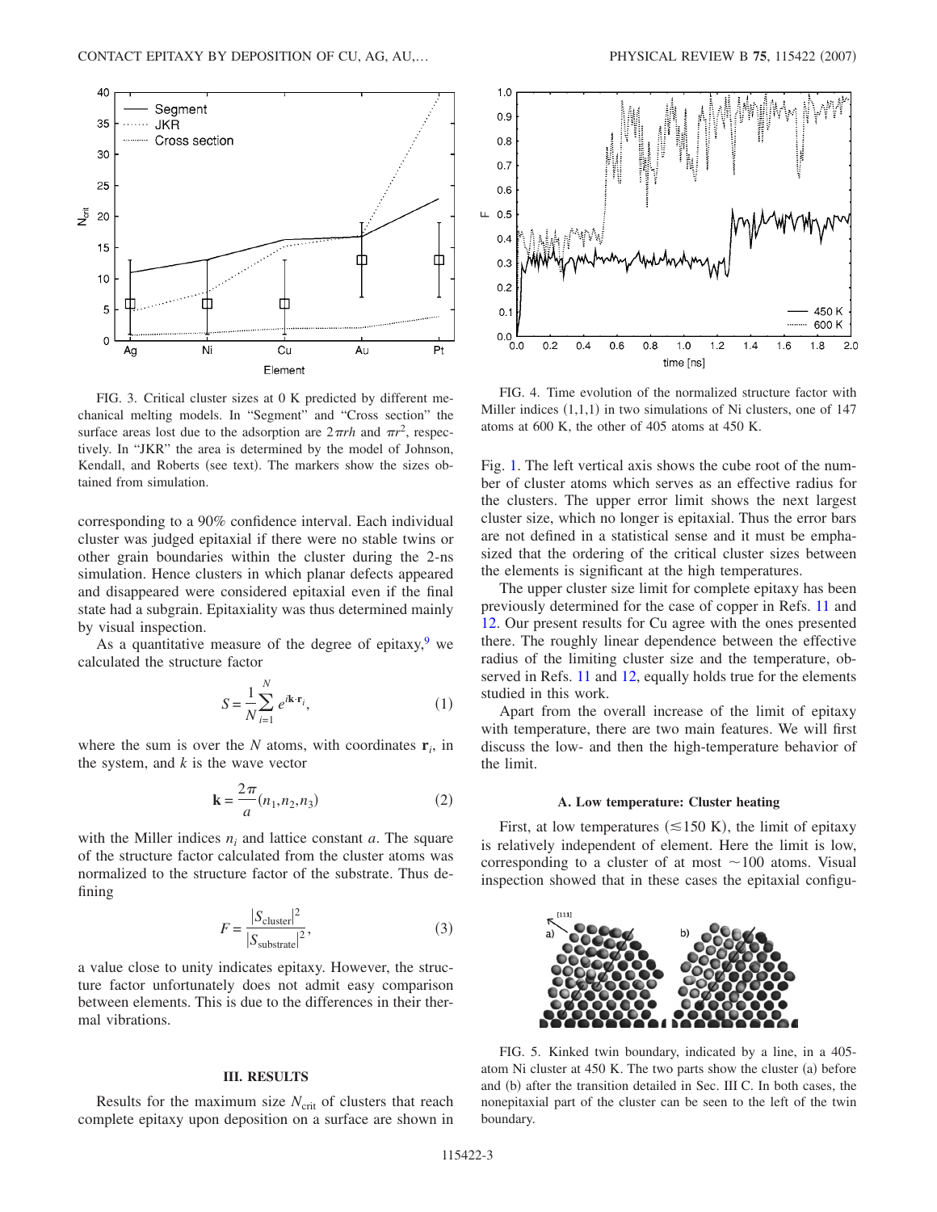FIG. 3. Critical cluster sizes at 0 K predicted by different mechanical melting models. In "Segment" and "Cross section" the surface areas lost due to the adsorption are $2\pi rh$ and $\pi r^2$, respectively. In "JKR" the area is determined by the model of Johnson, Kendall, and Roberts (see text). The markers show the sizes obtained from simulation.

corresponding to a 90% confidence interval. Each individual cluster was judged epitaxial if there were no stable twins or other grain boundaries within the cluster during the 2-ns simulation. Hence clusters in which planar defects appeared and disappeared were considered epitaxial even if the final state had a subgrain. Epitaxiality was thus determined mainly by visual inspection.

As a quantitative measure of the degree of epitaxy,[9] we calculated the structure factor

$$S = \frac{1}{N}\sum_{i=1}^{N} e^{i\mathbf{k}\cdot\mathbf{r}_i}, \tag{1}$$

where the sum is over the $N$ atoms, with coordinates $\mathbf{r}_i$, in the system, and $k$ is the wave vector

$$\mathbf{k} = \frac{2\pi}{a}(n_1, n_2, n_3) \tag{2}$$

with the Miller indices $n_i$ and lattice constant $a$. The square of the structure factor calculated from the cluster atoms was normalized to the structure factor of the substrate. Thus defining

$$F = \frac{|S_{\text{cluster}}|^2}{|S_{\text{substrate}}|^2}, \tag{3}$$

a value close to unity indicates epitaxy. However, the structure factor unfortunately does not admit easy comparison between elements. This is due to the differences in their thermal vibrations.

## III. RESULTS

Results for the maximum size $N_{\text{crit}}$ of clusters that reach complete epitaxy upon deposition on a surface are shown in Fig. 1. The left vertical axis shows the cube root of the number of cluster atoms which serves as an effective radius for the clusters. The upper error limit shows the next largest cluster size, which no longer is epitaxial. Thus the error bars are not defined in a statistical sense and it must be emphasized that the ordering of the critical cluster sizes between the elements is significant at the high temperatures.

The upper cluster size limit for complete epitaxy has been previously determined for the case of copper in Refs. 11 and 12. Our present results for Cu agree with the ones presented there. The roughly linear dependence between the effective radius of the limiting cluster size and the temperature, observed in Refs. 11 and 12, equally holds true for the elements studied in this work.

FIG. 4. Time evolution of the normalized structure factor with Miller indices (1,1,1) in two simulations of Ni clusters, one of 147 atoms at 600 K, the other of 405 atoms at 450 K.

Apart from the overall increase of the limit of epitaxy with temperature, there are two main features. We will first discuss the low- and then the high-temperature behavior of the limit.

### A. Low temperature: Cluster heating

First, at low temperatures ($\lesssim 150$ K), the limit of epitaxy is relatively independent of element. Here the limit is low, corresponding to a cluster of at most $\sim 100$ atoms. Visual inspection showed that in these cases the epitaxial configu-

FIG. 5. Kinked twin boundary, indicated by a line, in a 405-atom Ni cluster at 450 K. The two parts show the cluster (a) before and (b) after the transition detailed in Sec. III C. In both cases, the nonepitaxial part of the cluster can be seen to the left of the twin boundary.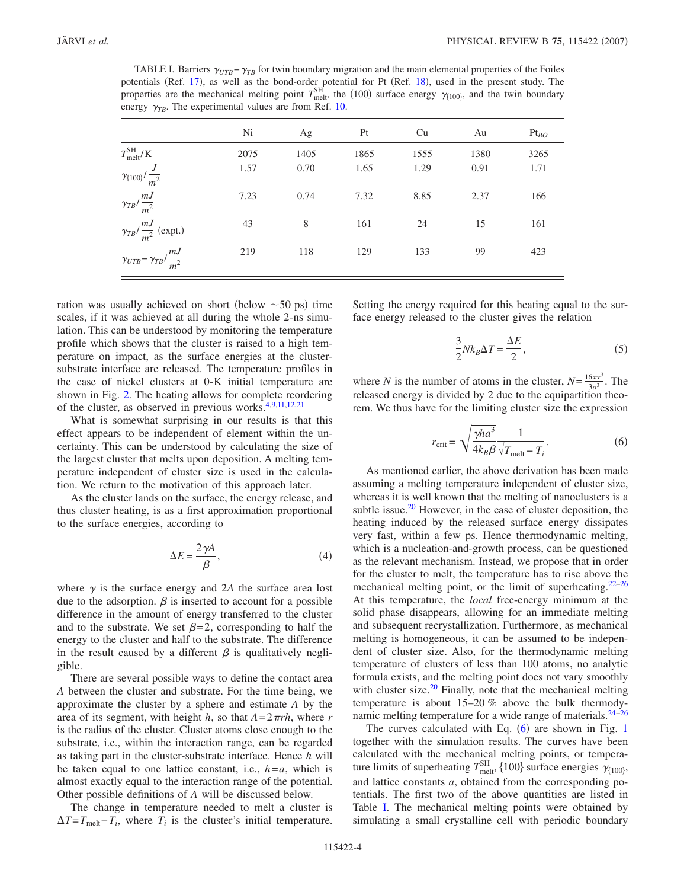TABLE I. Barriers $\gamma_{UTB}-\gamma_{TB}$ for twin boundary migration and the main elemental properties of the Foiles potentials (Ref. 17), as well as the bond-order potential for Pt (Ref. 18), used in the present study. The properties are the mechanical melting point $T_{\mathrm{melt}}^{\mathrm{SH}}$, the (100) surface energy $\gamma_{\{100\}}$, and the twin boundary energy $\gamma_{TB}$. The experimental values are from Ref. 10.

| | Ni | Ag | Pt | Cu | Au | $\mathrm{Pt}_{BO}$ |
|---|---|---|---|---|---|---|
| $T_{\mathrm{melt}}^{\mathrm{SH}}/\mathrm{K}$ | 2075 | 1405 | 1865 | 1555 | 1380 | 3265 |
| $\gamma_{\{100\}}/\frac{J}{m^2}$ | 1.57 | 0.70 | 1.65 | 1.29 | 0.91 | 1.71 |
| $\gamma_{TB}/\frac{mJ}{m^2}$ | 7.23 | 0.74 | 7.32 | 8.85 | 2.37 | 166 |
| $\gamma_{TB}/\frac{mJ}{m^2}$ (expt.) | 43 | 8 | 161 | 24 | 15 | 161 |
| $\gamma_{UTB}-\gamma_{TB}/\frac{mJ}{m^2}$ | 219 | 118 | 129 | 133 | 99 | 423 |

ration was usually achieved on short (below $\sim$50 ps) time scales, if it was achieved at all during the whole 2-ns simulation. This can be understood by monitoring the temperature profile which shows that the cluster is raised to a high temperature on impact, as the surface energies at the cluster-substrate interface are released. The temperature profiles in the case of nickel clusters at 0-K initial temperature are shown in Fig. 2. The heating allows for complete reordering of the cluster, as observed in previous works.[4,9,11,12,21]

What is somewhat surprising in our results is that this effect appears to be independent of element within the uncertainty. This can be understood by calculating the size of the largest cluster that melts upon deposition. A melting temperature independent of cluster size is used in the calculation. We return to the motivation of this approach later.

As the cluster lands on the surface, the energy release, and thus cluster heating, is as a first approximation proportional to the surface energies, according to

$$\Delta E = \frac{2\gamma A}{\beta}, \tag{4}$$

where $\gamma$ is the surface energy and $2A$ the surface area lost due to the adsorption. $\beta$ is inserted to account for a possible difference in the amount of energy transferred to the cluster and to the substrate. We set $\beta=2$, corresponding to half the energy to the cluster and half to the substrate. The difference in the result caused by a different $\beta$ is qualitatively negligible.

There are several possible ways to define the contact area $A$ between the cluster and substrate. For the time being, we approximate the cluster by a sphere and estimate $A$ by the area of its segment, with height $h$, so that $A=2\pi rh$, where $r$ is the radius of the cluster. Cluster atoms close enough to the substrate, i.e., within the interaction range, can be regarded as taking part in the cluster-substrate interface. Hence $h$ will be taken equal to one lattice constant, i.e., $h=a$, which is almost exactly equal to the interaction range of the potential. Other possible definitions of $A$ will be discussed below.

The change in temperature needed to melt a cluster is $\Delta T = T_{\mathrm{melt}} - T_i$, where $T_i$ is the cluster's initial temperature. Setting the energy required for this heating equal to the surface energy released to the cluster gives the relation

$$\frac{3}{2} N k_B \Delta T = \frac{\Delta E}{2}, \tag{5}$$

where $N$ is the number of atoms in the cluster, $N=\frac{16\pi r^3}{3a^3}$. The released energy is divided by 2 due to the equipartition theorem. We thus have for the limiting cluster size the expression

$$r_{\mathrm{crit}} = \sqrt{\frac{\gamma h a^3}{4 k_B \beta}} \frac{1}{\sqrt{T_{\mathrm{melt}} - T_i}}. \tag{6}$$

As mentioned earlier, the above derivation has been made assuming a melting temperature independent of cluster size, whereas it is well known that the melting of nanoclusters is a subtle issue.[20] However, in the case of cluster deposition, the heating induced by the released surface energy dissipates very fast, within a few ps. Hence thermodynamic melting, which is a nucleation-and-growth process, can be questioned as the relevant mechanism. Instead, we propose that in order for the cluster to melt, the temperature has to rise above the mechanical melting point, or the limit of superheating.[22–26] At this temperature, the *local* free-energy minimum at the solid phase disappears, allowing for an immediate melting and subsequent recrystallization. Furthermore, as mechanical melting is homogeneous, it can be assumed to be independent of cluster size. Also, for the thermodynamic melting temperature of clusters of less than 100 atoms, no analytic formula exists, and the melting point does not vary smoothly with cluster size.[20] Finally, note that the mechanical melting temperature is about 15–20 % above the bulk thermodynamic melting temperature for a wide range of materials.[24–26]

The curves calculated with Eq. (6) are shown in Fig. 1 together with the simulation results. The curves have been calculated with the mechanical melting points, or temperature limits of superheating $T_{\mathrm{melt}}^{\mathrm{SH}}$, $\{100\}$ surface energies $\gamma_{\{100\}}$, and lattice constants $a$, obtained from the corresponding potentials. The first two of the above quantities are listed in Table I. The mechanical melting points were obtained by simulating a small crystalline cell with periodic boundary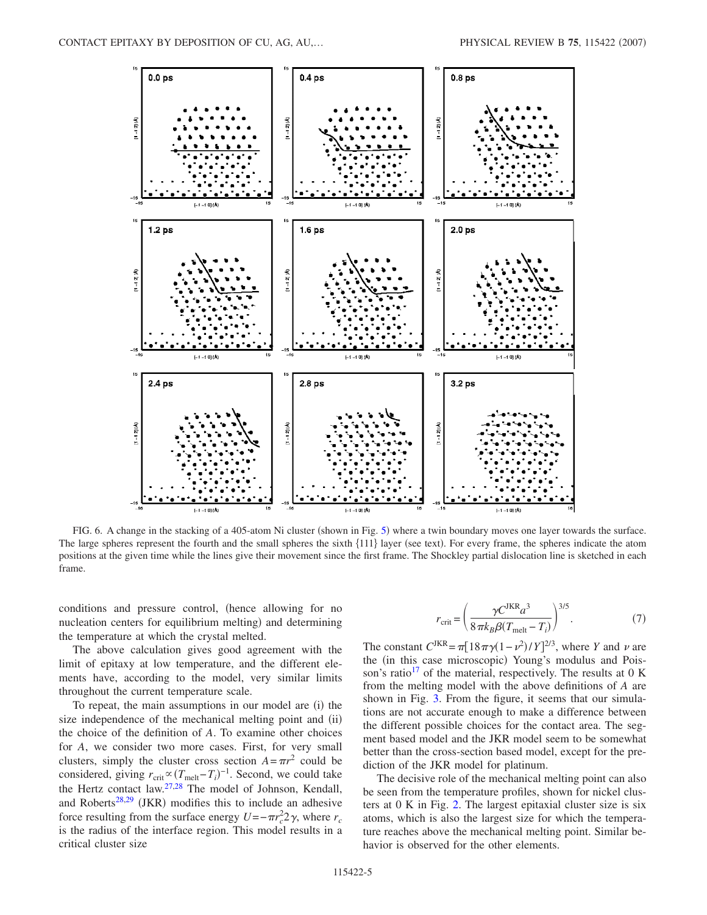FIG. 6. A change in the stacking of a 405-atom Ni cluster (shown in Fig. 5) where a twin boundary moves one layer towards the surface. The large spheres represent the fourth and the small spheres the sixth {111} layer (see text). For every frame, the spheres indicate the atom positions at the given time while the lines give their movement since the first frame. The Shockley partial dislocation line is sketched in each frame.

conditions and pressure control, (hence allowing for no nucleation centers for equilibrium melting) and determining the temperature at which the crystal melted.

The above calculation gives good agreement with the limit of epitaxy at low temperature, and the different elements have, according to the model, very similar limits throughout the current temperature scale.

To repeat, the main assumptions in our model are (i) the size independence of the mechanical melting point and (ii) the choice of the definition of $A$. To examine other choices for $A$, we consider two more cases. First, for very small clusters, simply the cluster cross section $A=\pi r^2$ could be considered, giving $r_{\mathrm{crit}} \propto (T_{\mathrm{melt}}-T_i)^{-1}$. Second, we could take the Hertz contact law.[27,28] The model of Johnson, Kendall, and Roberts[28,29] (JKR) modifies this to include an adhesive force resulting from the surface energy $U=-\pi r_c^2 2\gamma$, where $r_c$ is the radius of the interface region. This model results in a critical cluster size

$$r_{\mathrm{crit}} = \left( \frac{\gamma C^{\mathrm{JKR}} a^3}{8\pi k_B \beta (T_{\mathrm{melt}} - T_i)} \right)^{3/5}. \tag{7}$$

The constant $C^{\mathrm{JKR}} = \pi[18\pi\gamma(1-\nu^2)/Y]^{2/3}$, where $Y$ and $\nu$ are the (in this case microscopic) Young's modulus and Poisson's ratio[17] of the material, respectively. The results at 0 K from the melting model with the above definitions of $A$ are shown in Fig. 3. From the figure, it seems that our simulations are not accurate enough to make a difference between the different possible choices for the contact area. The segment based model and the JKR model seem to be somewhat better than the cross-section based model, except for the prediction of the JKR model for platinum.

The decisive role of the mechanical melting point can also be seen from the temperature profiles, shown for nickel clusters at 0 K in Fig. 2. The largest epitaxial cluster size is six atoms, which is also the largest size for which the temperature reaches above the mechanical melting point. Similar behavior is observed for the other elements.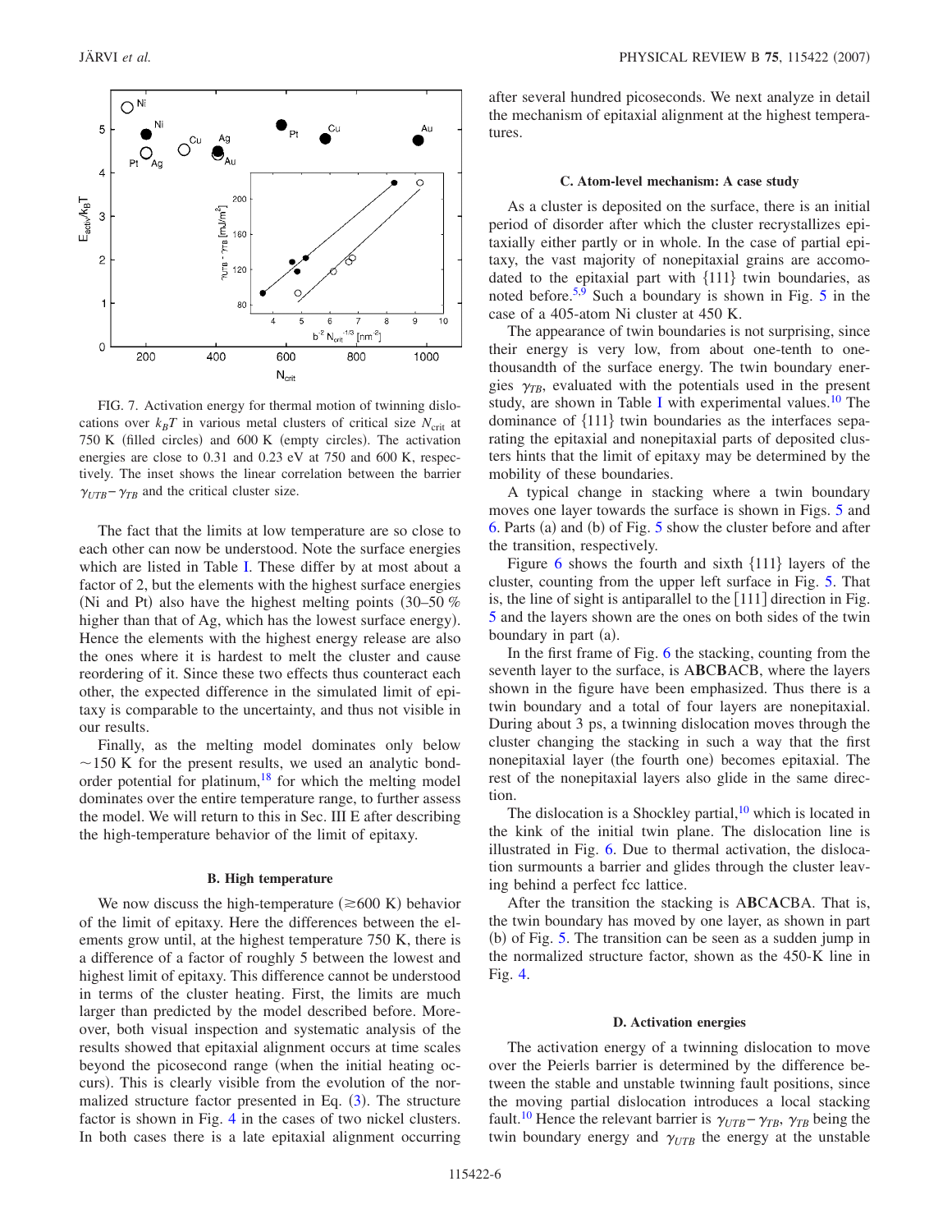FIG. 7. Activation energy for thermal motion of twinning dislocations over $k_BT$ in various metal clusters of critical size $N_{crit}$ at 750 K (filled circles) and 600 K (empty circles). The activation energies are close to 0.31 and 0.23 eV at 750 and 600 K, respectively. The inset shows the linear correlation between the barrier $\gamma_{UTB}-\gamma_{TB}$ and the critical cluster size.

The fact that the limits at low temperature are so close to each other can now be understood. Note the surface energies which are listed in Table I. These differ by at most about a factor of 2, but the elements with the highest surface energies (Ni and Pt) also have the highest melting points (30–50 % higher than that of Ag, which has the lowest surface energy). Hence the elements with the highest energy release are also the ones where it is hardest to melt the cluster and cause reordering of it. Since these two effects thus counteract each other, the expected difference in the simulated limit of epitaxy is comparable to the uncertainty, and thus not visible in our results.

Finally, as the melting model dominates only below $\sim$150 K for the present results, we used an analytic bond-order potential for platinum,[18] for which the melting model dominates over the entire temperature range, to further assess the model. We will return to this in Sec. III E after describing the high-temperature behavior of the limit of epitaxy.

### B. High temperature

We now discuss the high-temperature ($\gtrsim$600 K) behavior of the limit of epitaxy. Here the differences between the elements grow until, at the highest temperature 750 K, there is a difference of a factor of roughly 5 between the lowest and highest limit of epitaxy. This difference cannot be understood in terms of the cluster heating. First, the limits are much larger than predicted by the model described before. Moreover, both visual inspection and systematic analysis of the results showed that epitaxial alignment occurs at time scales beyond the picosecond range (when the initial heating occurs). This is clearly visible from the evolution of the normalized structure factor presented in Eq. (3). The structure factor is shown in Fig. 4 in the cases of two nickel clusters. In both cases there is a late epitaxial alignment occurring after several hundred picoseconds. We next analyze in detail the mechanism of epitaxial alignment at the highest temperatures.

### C. Atom-level mechanism: A case study

As a cluster is deposited on the surface, there is an initial period of disorder after which the cluster recrystallizes epitaxially either partly or in whole. In the case of partial epitaxy, the vast majority of nonepitaxial grains are accomodated to the epitaxial part with {111} twin boundaries, as noted before.[5,9] Such a boundary is shown in Fig. 5 in the case of a 405-atom Ni cluster at 450 K.

The appearance of twin boundaries is not surprising, since their energy is very low, from about one-tenth to one-thousandth of the surface energy. The twin boundary energies $\gamma_{TB}$, evaluated with the potentials used in the present study, are shown in Table I with experimental values.[10] The dominance of {111} twin boundaries as the interfaces separating the epitaxial and nonepitaxial parts of deposited clusters hints that the limit of epitaxy may be determined by the mobility of these boundaries.

A typical change in stacking where a twin boundary moves one layer towards the surface is shown in Figs. 5 and 6. Parts (a) and (b) of Fig. 5 show the cluster before and after the transition, respectively.

Figure 6 shows the fourth and sixth {111} layers of the cluster, counting from the upper left surface in Fig. 5. That is, the line of sight is antiparallel to the [111] direction in Fig. 5 and the layers shown are the ones on both sides of the twin boundary in part (a).

In the first frame of Fig. 6 the stacking, counting from the seventh layer to the surface, is A**B**CB**A**CB, where the layers shown in the figure have been emphasized. Thus there is a twin boundary and a total of four layers are nonepitaxial. During about 3 ps, a twinning dislocation moves through the cluster changing the stacking in such a way that the first nonepitaxial layer (the fourth one) becomes epitaxial. The rest of the nonepitaxial layers also glide in the same direction.

The dislocation is a Shockley partial,[10] which is located in the kink of the initial twin plane. The dislocation line is illustrated in Fig. 6. Due to thermal activation, the dislocation surmounts a barrier and glides through the cluster leaving behind a perfect fcc lattice.

After the transition the stacking is A**B**C**A**CBA. That is, the twin boundary has moved by one layer, as shown in part (b) of Fig. 5. The transition can be seen as a sudden jump in the normalized structure factor, shown as the 450-K line in Fig. 4.

### D. Activation energies

The activation energy of a twinning dislocation to move over the Peierls barrier is determined by the difference between the stable and unstable twinning fault positions, since the moving partial dislocation introduces a local stacking fault.[10] Hence the relevant barrier is $\gamma_{UTB}-\gamma_{TB}$, $\gamma_{TB}$ being the twin boundary energy and $\gamma_{UTB}$ the energy at the unstable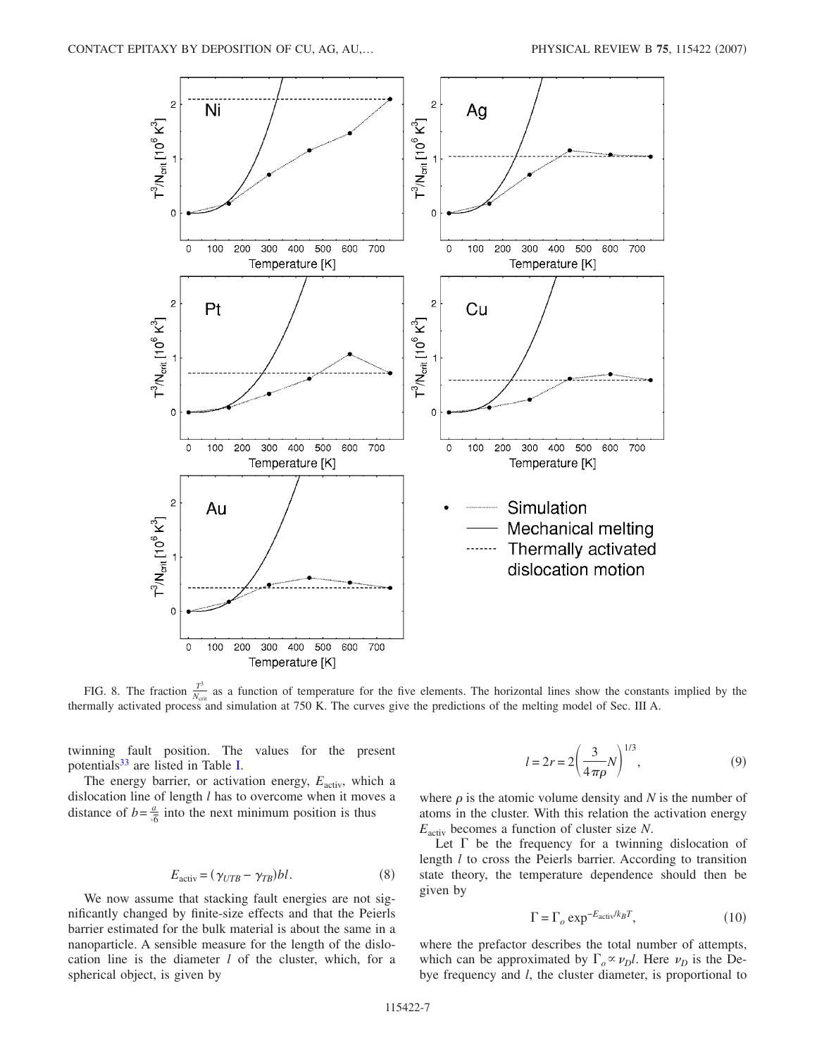FIG. 8. The fraction $\frac{T^3}{N_{\rm crit}}$ as a function of temperature for the five elements. The horizontal lines show the constants implied by the thermally activated process and simulation at 750 K. The curves give the predictions of the melting model of Sec. III A.

twinning fault position. The values for the present potentials[33] are listed in Table I.

The energy barrier, or activation energy, $E_{\rm activ}$, which a dislocation line of length $l$ has to overcome when it moves a distance of $b=\frac{a}{\sqrt{6}}$ into the next minimum position is thus

$$E_{\rm activ} = (\gamma_{UTB} - \gamma_{TB})bl. \tag{8}$$

We now assume that stacking fault energies are not significantly changed by finite-size effects and that the Peierls barrier estimated for the bulk material is about the same in a nanoparticle. A sensible measure for the length of the dislocation line is the diameter $l$ of the cluster, which, for a spherical object, is given by

$$l = 2r = 2\left(\frac{3}{4\pi\rho}N\right)^{1/3}, \tag{9}$$

where $\rho$ is the atomic volume density and $N$ is the number of atoms in the cluster. With this relation the activation energy $E_{\rm activ}$ becomes a function of cluster size $N$.

Let $\Gamma$ be the frequency for a twinning dislocation of length $l$ to cross the Peierls barrier. According to transition state theory, the temperature dependence should then be given by

$$\Gamma = \Gamma_o \exp^{-E_{\rm activ}/k_B T}, \tag{10}$$

where the prefactor describes the total number of attempts, which can be approximated by $\Gamma_o \propto \nu_D l$. Here $\nu_D$ is the Debye frequency and $l$, the cluster diameter, is proportional to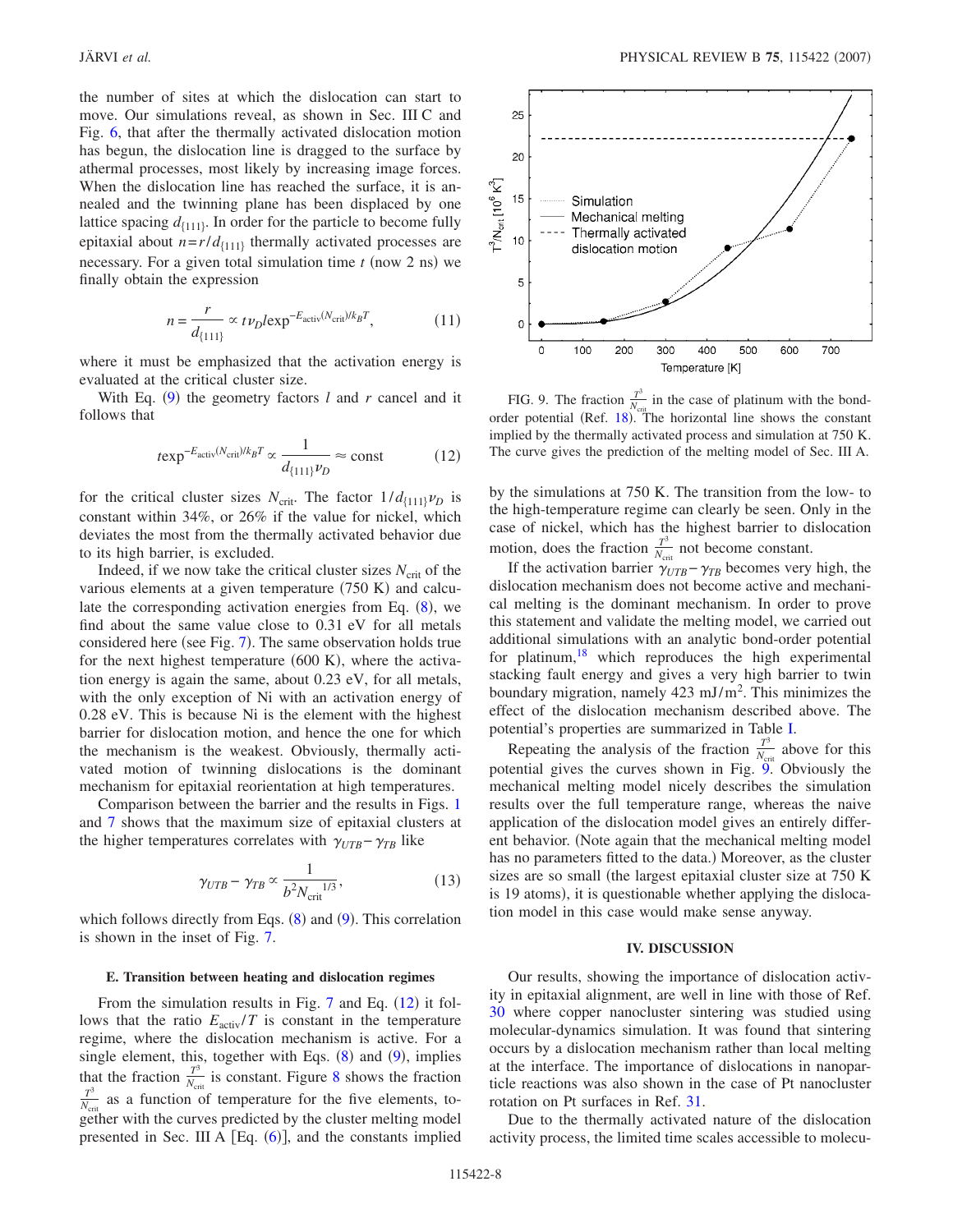the number of sites at which the dislocation can start to move. Our simulations reveal, as shown in Sec. III C and Fig. 6, that after the thermally activated dislocation motion has begun, the dislocation line is dragged to the surface by athermal processes, most likely by increasing image forces. When the dislocation line has reached the surface, it is annealed and the twinning plane has been displaced by one lattice spacing $d_{\{111\}}$. In order for the particle to become fully epitaxial about $n=r/d_{\{111\}}$ thermally activated processes are necessary. For a given total simulation time $t$ (now 2 ns) we finally obtain the expression

$$n = \frac{r}{d_{\{111\}}} \propto t\nu_D l \exp^{-E_{\text{activ}}(N_{\text{crit}})/k_B T}, \tag{11}$$

where it must be emphasized that the activation energy is evaluated at the critical cluster size.

With Eq. (9) the geometry factors $l$ and $r$ cancel and it follows that

$$t \exp^{-E_{\text{activ}}(N_{\text{crit}})/k_B T} \propto \frac{1}{d_{\{111\}}\nu_D} \approx \text{const} \tag{12}$$

for the critical cluster sizes $N_{\text{crit}}$. The factor $1/d_{\{111\}}\nu_D$ is constant within 34%, or 26% if the value for nickel, which deviates the most from the thermally activated behavior due to its high barrier, is excluded.

Indeed, if we now take the critical cluster sizes $N_{\text{crit}}$ of the various elements at a given temperature (750 K) and calculate the corresponding activation energies from Eq. (8), we find about the same value close to 0.31 eV for all metals considered here (see Fig. 7). The same observation holds true for the next highest temperature (600 K), where the activation energy is again the same, about 0.23 eV, for all metals, with the only exception of Ni with an activation energy of 0.28 eV. This is because Ni is the element with the highest barrier for dislocation motion, and hence the one for which the mechanism is the weakest. Obviously, thermally activated motion of twinning dislocations is the dominant mechanism for epitaxial reorientation at high temperatures.

Comparison between the barrier and the results in Figs. 1 and 7 shows that the maximum size of epitaxial clusters at the higher temperatures correlates with $\gamma_{UTB}-\gamma_{TB}$ like

$$\gamma_{UTB} - \gamma_{TB} \propto \frac{1}{b^2 N_{\text{crit}}^{1/3}}, \tag{13}$$

which follows directly from Eqs. (8) and (9). This correlation is shown in the inset of Fig. 7.

### E. Transition between heating and dislocation regimes

From the simulation results in Fig. 7 and Eq. (12) it follows that the ratio $E_{\text{activ}}/T$ is constant in the temperature regime, where the dislocation mechanism is active. For a single element, this, together with Eqs. (8) and (9), implies that the fraction $\frac{T^3}{N_{\text{crit}}}$ is constant. Figure 8 shows the fraction $\frac{T^3}{N_{\text{crit}}}$ as a function of temperature for the five elements, together with the curves predicted by the cluster melting model presented in Sec. III A [Eq. (6)], and the constants implied by the simulations at 750 K. The transition from the low- to the high-temperature regime can clearly be seen. Only in the case of nickel, which has the highest barrier to dislocation motion, does the fraction $\frac{T^3}{N_{\text{crit}}}$ not become constant.

If the activation barrier $\gamma_{UTB}-\gamma_{TB}$ becomes very high, the dislocation mechanism does not become active and mechanical melting is the dominant mechanism. In order to prove this statement and validate the melting model, we carried out additional simulations with an analytic bond-order potential for platinum,[18] which reproduces the high experimental stacking fault energy and gives a very high barrier to twin boundary migration, namely 423 mJ/m$^2$. This minimizes the effect of the dislocation mechanism described above. The potential's properties are summarized in Table I.

Repeating the analysis of the fraction $\frac{T^3}{N_{\text{crit}}}$ above for this potential gives the curves shown in Fig. 9. Obviously the mechanical melting model nicely describes the simulation results over the full temperature range, whereas the naive application of the dislocation model gives an entirely different behavior. (Note again that the mechanical melting model has no parameters fitted to the data.) Moreover, as the cluster sizes are so small (the largest epitaxial cluster size at 750 K is 19 atoms), it is questionable whether applying the dislocation model in this case would make sense anyway.

FIG. 9. The fraction $\frac{T^3}{N_{\text{crit}}}$ in the case of platinum with the bond-order potential (Ref. 18). The horizontal line shows the constant implied by the thermally activated process and simulation at 750 K. The curve gives the prediction of the melting model of Sec. III A.

## IV. DISCUSSION

Our results, showing the importance of dislocation activity in epitaxial alignment, are well in line with those of Ref. 30 where copper nanocluster sintering was studied using molecular-dynamics simulation. It was found that sintering occurs by a dislocation mechanism rather than local melting at the interface. The importance of dislocations in nanoparticle reactions was also shown in the case of Pt nanocluster rotation on Pt surfaces in Ref. 31.

Due to the thermally activated nature of the dislocation activity process, the limited time scales accessible to molecu-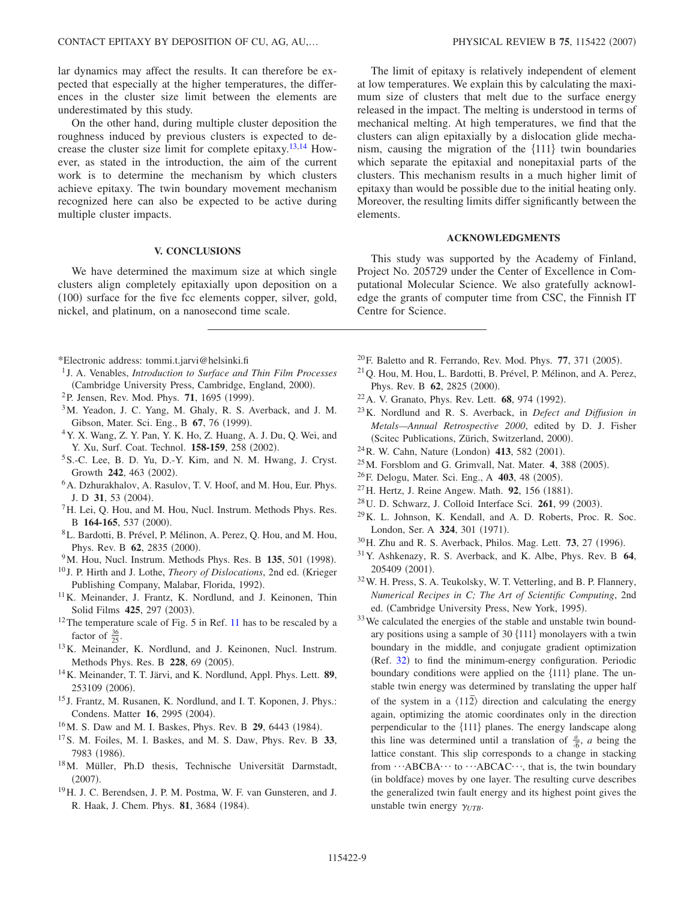lar dynamics may affect the results. It can therefore be expected that especially at the higher temperatures, the differences in the cluster size limit between the elements are underestimated by this study.

On the other hand, during multiple cluster deposition the roughness induced by previous clusters is expected to decrease the cluster size limit for complete epitaxy.[13,14] However, as stated in the introduction, the aim of the current work is to determine the mechanism by which clusters achieve epitaxy. The twin boundary movement mechanism recognized here can also be expected to be active during multiple cluster impacts.

## V. CONCLUSIONS

We have determined the maximum size at which single clusters align completely epitaxially upon deposition on a (100) surface for the five fcc elements copper, silver, gold, nickel, and platinum, on a nanosecond time scale.

The limit of epitaxy is relatively independent of element at low temperatures. We explain this by calculating the maximum size of clusters that melt due to the surface energy released in the impact. The melting is understood in terms of mechanical melting. At high temperatures, we find that the clusters can align epitaxially by a dislocation glide mechanism, causing the migration of the {111} twin boundaries which separate the epitaxial and nonepitaxial parts of the clusters. This mechanism results in a much higher limit of epitaxy than would be possible due to the initial heating only. Moreover, the resulting limits differ significantly between the elements.

## ACKNOWLEDGMENTS

This study was supported by the Academy of Finland, Project No. 205729 under the Center of Excellence in Computational Molecular Science. We also gratefully acknowledge the grants of computer time from CSC, the Finnish IT Centre for Science.

---

*Electronic address: tommi.t.jarvi@helsinki.fi

[1] J. A. Venables, *Introduction to Surface and Thin Film Processes* (Cambridge University Press, Cambridge, England, 2000).

[2] P. Jensen, Rev. Mod. Phys. **71**, 1695 (1999).

[3] M. Yeadon, J. C. Yang, M. Ghaly, R. S. Averback, and J. M. Gibson, Mater. Sci. Eng., B **67**, 76 (1999).

[4] Y. X. Wang, Z. Y. Pan, Y. K. Ho, Z. Huang, A. J. Du, Q. Wei, and Y. Xu, Surf. Coat. Technol. **158-159**, 258 (2002).

[5] S.-C. Lee, B. D. Yu, D.-Y. Kim, and N. M. Hwang, J. Cryst. Growth **242**, 463 (2002).

[6] A. Dzhurakhalov, A. Rasulov, T. V. Hoof, and M. Hou, Eur. Phys. J. D **31**, 53 (2004).

[7] H. Lei, Q. Hou, and M. Hou, Nucl. Instrum. Methods Phys. Res. B **164-165**, 537 (2000).

[8] L. Bardotti, B. Prével, P. Mélinon, A. Perez, Q. Hou, and M. Hou, Phys. Rev. B **62**, 2835 (2000).

[9] M. Hou, Nucl. Instrum. Methods Phys. Res. B **135**, 501 (1998).

[10] J. P. Hirth and J. Lothe, *Theory of Dislocations*, 2nd ed. (Krieger Publishing Company, Malabar, Florida, 1992).

[11] K. Meinander, J. Frantz, K. Nordlund, and J. Keinonen, Thin Solid Films **425**, 297 (2003).

[12] The temperature scale of Fig. 5 in Ref. 11 has to be rescaled by a factor of $\frac{36}{25}$.

[13] K. Meinander, K. Nordlund, and J. Keinonen, Nucl. Instrum. Methods Phys. Res. B **228**, 69 (2005).

[14] K. Meinander, T. T. Järvi, and K. Nordlund, Appl. Phys. Lett. **89**, 253109 (2006).

[15] J. Frantz, M. Rusanen, K. Nordlund, and I. T. Koponen, J. Phys.: Condens. Matter **16**, 2995 (2004).

[16] M. S. Daw and M. I. Baskes, Phys. Rev. B **29**, 6443 (1984).

[17] S. M. Foiles, M. I. Baskes, and M. S. Daw, Phys. Rev. B **33**, 7983 (1986).

[18] M. Müller, Ph.D thesis, Technische Universität Darmstadt, (2007).

[19] H. J. C. Berendsen, J. P. M. Postma, W. F. van Gunsteren, and J. R. Haak, J. Chem. Phys. **81**, 3684 (1984).

[20] F. Baletto and R. Ferrando, Rev. Mod. Phys. **77**, 371 (2005).

[21] Q. Hou, M. Hou, L. Bardotti, B. Prével, P. Mélinon, and A. Perez, Phys. Rev. B **62**, 2825 (2000).

[22] A. V. Granato, Phys. Rev. Lett. **68**, 974 (1992).

[23] K. Nordlund and R. S. Averback, in *Defect and Diffusion in Metals—Annual Retrospective 2000*, edited by D. J. Fisher (Scitec Publications, Zürich, Switzerland, 2000).

[24] R. W. Cahn, Nature (London) **413**, 582 (2001).

[25] M. Forsblom and G. Grimvall, Nat. Mater. **4**, 388 (2005).

[26] F. Delogu, Mater. Sci. Eng., A **403**, 48 (2005).

[27] H. Hertz, J. Reine Angew. Math. **92**, 156 (1881).

[28] U. D. Schwarz, J. Colloid Interface Sci. **261**, 99 (2003).

[29] K. L. Johnson, K. Kendall, and A. D. Roberts, Proc. R. Soc. London, Ser. A **324**, 301 (1971).

[30] H. Zhu and R. S. Averback, Philos. Mag. Lett. **73**, 27 (1996).

[31] Y. Ashkenazy, R. S. Averback, and K. Albe, Phys. Rev. B **64**, 205409 (2001).

[32] W. H. Press, S. A. Teukolsky, W. T. Vetterling, and B. P. Flannery, *Numerical Recipes in C; The Art of Scientific Computing*, 2nd ed. (Cambridge University Press, New York, 1995).

[33] We calculated the energies of the stable and unstable twin boundary positions using a sample of 30 {111} monolayers with a twin boundary in the middle, and conjugate gradient optimization (Ref. 32) to find the minimum-energy configuration. Periodic boundary conditions were applied on the {111} plane. The unstable twin energy was determined by translating the upper half of the system in a $\langle 11\bar{2}\rangle$ direction and calculating the energy again, optimizing the atomic coordinates only in the direction perpendicular to the {111} planes. The energy landscape along this line was determined until a translation of $\frac{a}{\sqrt{6}}$, $a$ being the lattice constant. This slip corresponds to a change in stacking from ⋯AB**C**BA⋯ to ⋯ABC**A**C⋯, that is, the twin boundary (in boldface) moves by one layer. The resulting curve describes the generalized twin fault energy and its highest point gives the unstable twin energy $\gamma_{UTB}$.